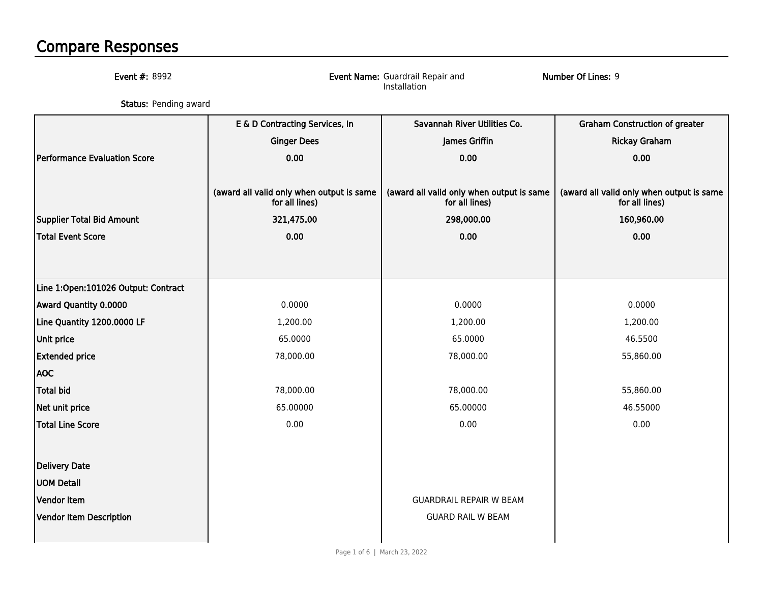# Compare Responses

**Event #:** 8992

**Event Name:** Guardrail Repair and Installation

**Number Of Lines:** 9

**Status:** Pending award

| | E & D Contracting Services, In | Savannah River Utilities Co. | Graham Construction of greater |
|---|---|---|---|
| | Ginger Dees | James Griffin | Rickay Graham |
| **Performance Evaluation Score** | **0.00** | **0.00** | **0.00** |
| | **(award all valid only when output is same for all lines)** | **(award all valid only when output is same for all lines)** | **(award all valid only when output is same for all lines)** |
| **Supplier Total Bid Amount** | **321,475.00** | **298,000.00** | **160,960.00** |
| **Total Event Score** | **0.00** | **0.00** | **0.00** |
| **Line 1:Open:101026 Output: Contract** | | | |
| **Award Quantity 0.0000** | 0.0000 | 0.0000 | 0.0000 |
| **Line Quantity 1200.0000 LF** | 1,200.00 | 1,200.00 | 1,200.00 |
| **Unit price** | 65.0000 | 65.0000 | 46.5500 |
| **Extended price** | 78,000.00 | 78,000.00 | 55,860.00 |
| **AOC** | | | |
| **Total bid** | 78,000.00 | 78,000.00 | 55,860.00 |
| **Net unit price** | 65.00000 | 65.00000 | 46.55000 |
| **Total Line Score** | 0.00 | 0.00 | 0.00 |
| **Delivery Date** | | | |
| **UOM Detail** | | | |
| **Vendor Item** | | GUARDRAIL REPAIR W BEAM | |
| **Vendor Item Description** | | GUARD RAIL W BEAM | |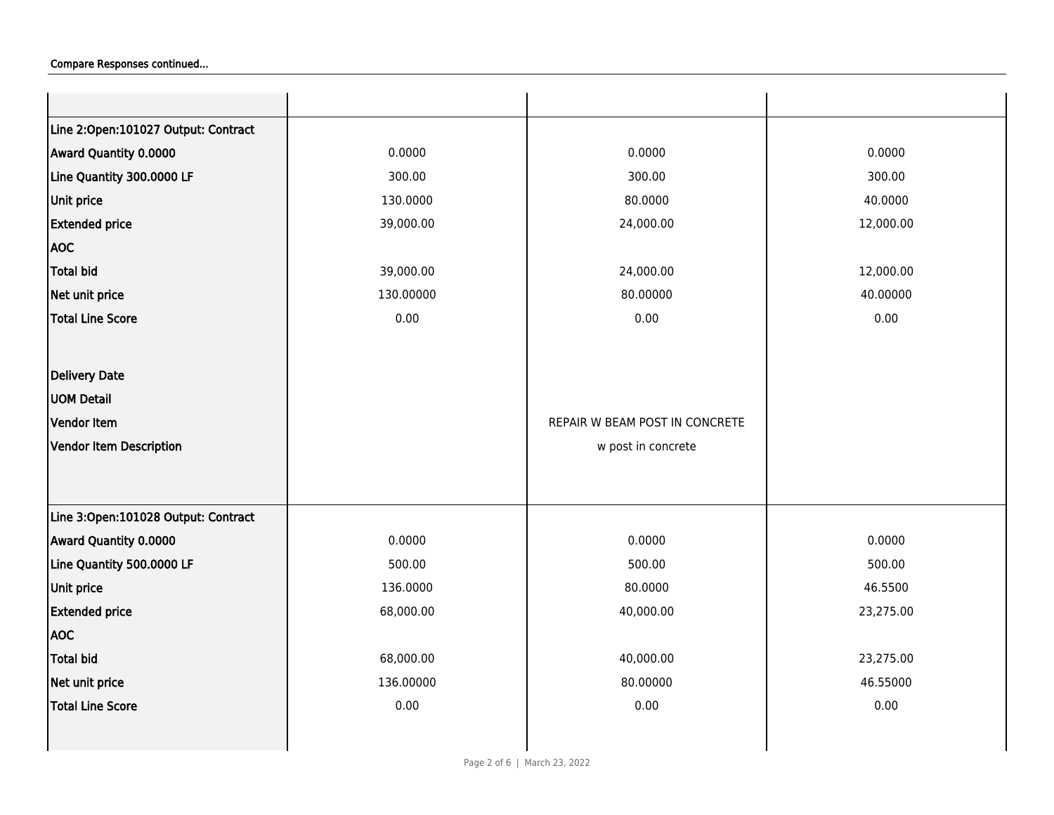Compare Responses continued...

| | | | |
|---|---|---|---|
| Line 2:Open:101027 Output: Contract | | | |
| Award Quantity 0.0000 | 0.0000 | 0.0000 | 0.0000 |
| Line Quantity 300.0000 LF | 300.00 | 300.00 | 300.00 |
| Unit price | 130.0000 | 80.0000 | 40.0000 |
| Extended price | 39,000.00 | 24,000.00 | 12,000.00 |
| AOC | | | |
| Total bid | 39,000.00 | 24,000.00 | 12,000.00 |
| Net unit price | 130.00000 | 80.00000 | 40.00000 |
| Total Line Score | 0.00 | 0.00 | 0.00 |
| Delivery Date | | | |
| UOM Detail | | | |
| Vendor Item | | REPAIR W BEAM POST IN CONCRETE | |
| Vendor Item Description | | w post in concrete | |
| Line 3:Open:101028 Output: Contract | | | |
| Award Quantity 0.0000 | 0.0000 | 0.0000 | 0.0000 |
| Line Quantity 500.0000 LF | 500.00 | 500.00 | 500.00 |
| Unit price | 136.0000 | 80.0000 | 46.5500 |
| Extended price | 68,000.00 | 40,000.00 | 23,275.00 |
| AOC | | | |
| Total bid | 68,000.00 | 40,000.00 | 23,275.00 |
| Net unit price | 136.00000 | 80.00000 | 46.55000 |
| Total Line Score | 0.00 | 0.00 | 0.00 |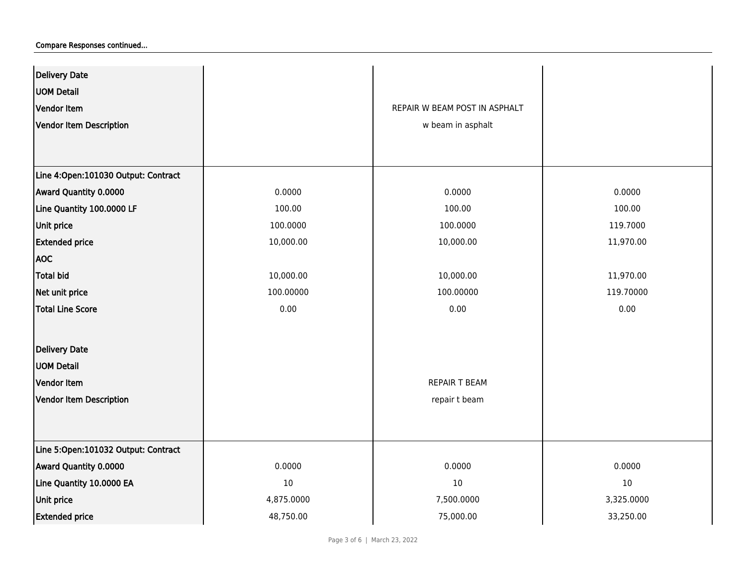Compare Responses continued...

| | | | |
|---|---|---|---|
| Delivery Date<br>UOM Detail<br>Vendor Item<br>Vendor Item Description | | REPAIR W BEAM POST IN ASPHALT<br>w beam in asphalt | |
| Line 4:Open:101030 Output: Contract | | | |
| Award Quantity 0.0000 | 0.0000 | 0.0000 | 0.0000 |
| Line Quantity 100.0000 LF | 100.00 | 100.00 | 100.00 |
| Unit price | 100.0000 | 100.0000 | 119.7000 |
| Extended price | 10,000.00 | 10,000.00 | 11,970.00 |
| AOC | | | |
| Total bid | 10,000.00 | 10,000.00 | 11,970.00 |
| Net unit price | 100.00000 | 100.00000 | 119.70000 |
| Total Line Score | 0.00 | 0.00 | 0.00 |
| Delivery Date<br>UOM Detail<br>Vendor Item<br>Vendor Item Description | | REPAIR T BEAM<br>repair t beam | |
| Line 5:Open:101032 Output: Contract | | | |
| Award Quantity 0.0000 | 0.0000 | 0.0000 | 0.0000 |
| Line Quantity 10.0000 EA | 10 | 10 | 10 |
| Unit price | 4,875.0000 | 7,500.0000 | 3,325.0000 |
| Extended price | 48,750.00 | 75,000.00 | 33,250.00 |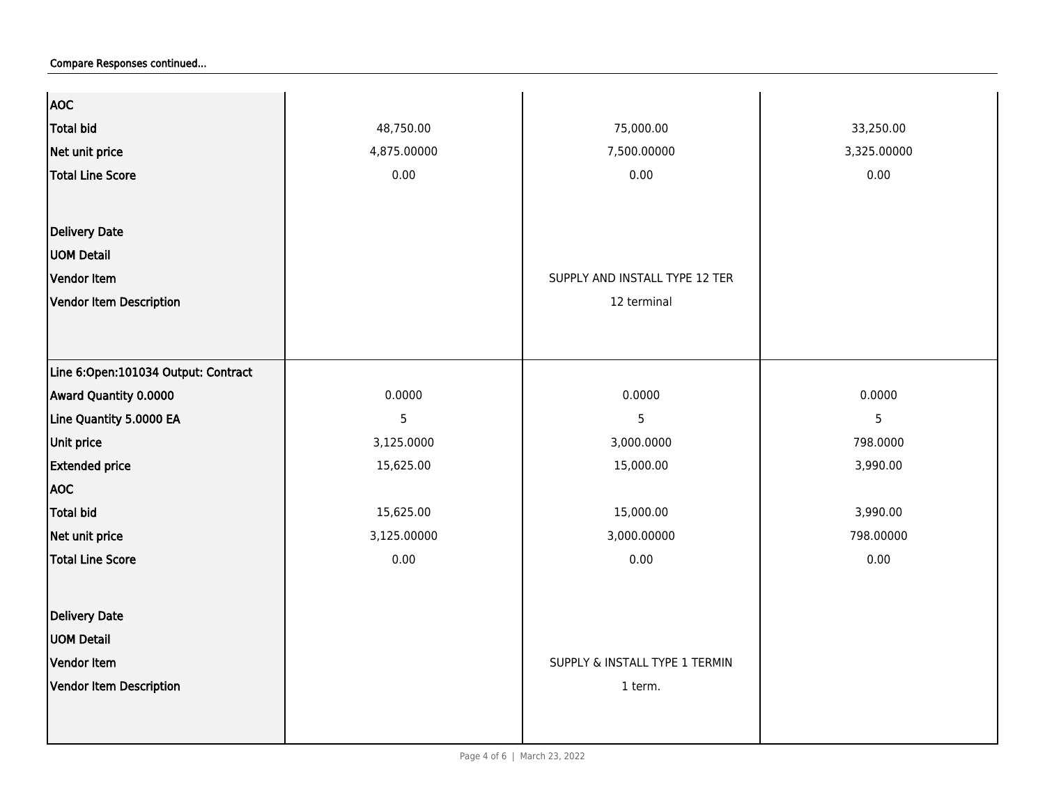Compare Responses continued...

| | | | |
|---|---|---|---|
| AOC | | | |
| Total bid | 48,750.00 | 75,000.00 | 33,250.00 |
| Net unit price | 4,875.00000 | 7,500.00000 | 3,325.00000 |
| Total Line Score | 0.00 | 0.00 | 0.00 |
| Delivery Date | | | |
| UOM Detail | | | |
| Vendor Item | | SUPPLY AND INSTALL TYPE 12 TER | |
| Vendor Item Description | | 12 terminal | |
| Line 6:Open:101034 Output: Contract | | | |
| Award Quantity 0.0000 | 0.0000 | 0.0000 | 0.0000 |
| Line Quantity 5.0000 EA | 5 | 5 | 5 |
| Unit price | 3,125.0000 | 3,000.0000 | 798.0000 |
| Extended price | 15,625.00 | 15,000.00 | 3,990.00 |
| AOC | | | |
| Total bid | 15,625.00 | 15,000.00 | 3,990.00 |
| Net unit price | 3,125.00000 | 3,000.00000 | 798.00000 |
| Total Line Score | 0.00 | 0.00 | 0.00 |
| Delivery Date | | | |
| UOM Detail | | | |
| Vendor Item | | SUPPLY & INSTALL TYPE 1 TERMIN | |
| Vendor Item Description | | 1 term. | |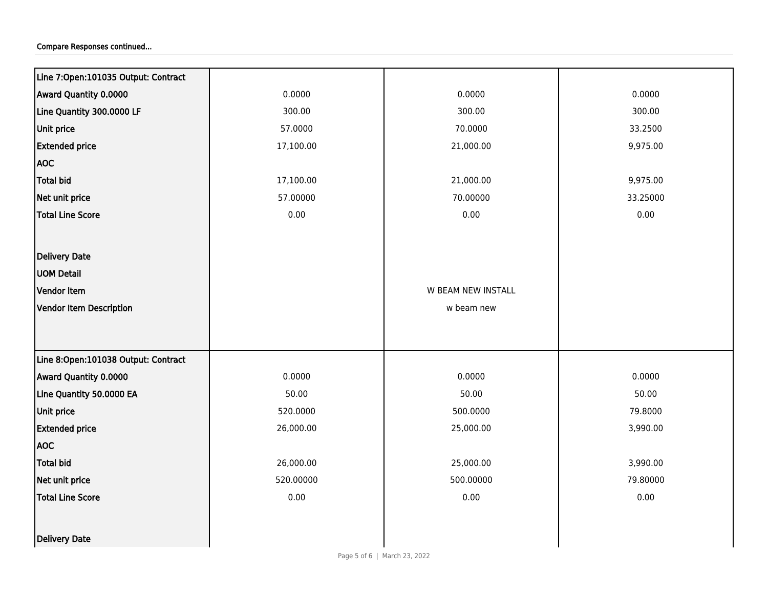Compare Responses continued...

| | | | |
|---|---|---|---|
| **Line 7:Open:101035 Output: Contract** | | | |
| **Award Quantity 0.0000** | 0.0000 | 0.0000 | 0.0000 |
| **Line Quantity 300.0000 LF** | 300.00 | 300.00 | 300.00 |
| **Unit price** | 57.0000 | 70.0000 | 33.2500 |
| **Extended price** | 17,100.00 | 21,000.00 | 9,975.00 |
| **AOC** | | | |
| **Total bid** | 17,100.00 | 21,000.00 | 9,975.00 |
| **Net unit price** | 57.00000 | 70.00000 | 33.25000 |
| **Total Line Score** | 0.00 | 0.00 | 0.00 |
| **Delivery Date** | | | |
| **UOM Detail** | | | |
| **Vendor Item** | | W BEAM NEW INSTALL | |
| **Vendor Item Description** | | w beam new | |
| **Line 8:Open:101038 Output: Contract** | | | |
| **Award Quantity 0.0000** | 0.0000 | 0.0000 | 0.0000 |
| **Line Quantity 50.0000 EA** | 50.00 | 50.00 | 50.00 |
| **Unit price** | 520.0000 | 500.0000 | 79.8000 |
| **Extended price** | 26,000.00 | 25,000.00 | 3,990.00 |
| **AOC** | | | |
| **Total bid** | 26,000.00 | 25,000.00 | 3,990.00 |
| **Net unit price** | 520.00000 | 500.00000 | 79.80000 |
| **Total Line Score** | 0.00 | 0.00 | 0.00 |
| **Delivery Date** | | | |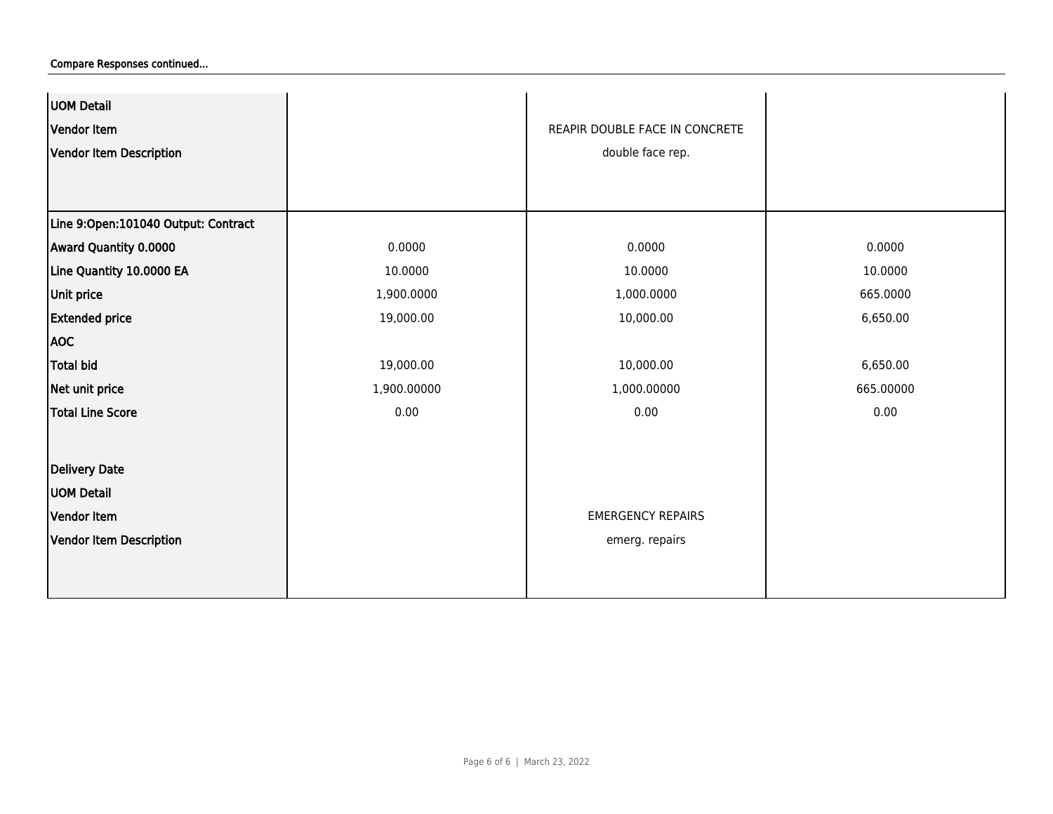Compare Responses continued...

| | | | |
|---|---|---|---|
| UOM Detail | | | |
| Vendor Item | | REAPIR DOUBLE FACE IN CONCRETE | |
| Vendor Item Description | | double face rep. | |
| Line 9:Open:101040 Output: Contract | | | |
| Award Quantity 0.0000 | 0.0000 | 0.0000 | 0.0000 |
| Line Quantity 10.0000 EA | 10.0000 | 10.0000 | 10.0000 |
| Unit price | 1,900.0000 | 1,000.0000 | 665.0000 |
| Extended price | 19,000.00 | 10,000.00 | 6,650.00 |
| AOC | | | |
| Total bid | 19,000.00 | 10,000.00 | 6,650.00 |
| Net unit price | 1,900.00000 | 1,000.00000 | 665.00000 |
| Total Line Score | 0.00 | 0.00 | 0.00 |
| Delivery Date | | | |
| UOM Detail | | | |
| Vendor Item | | EMERGENCY REPAIRS | |
| Vendor Item Description | | emerg. repairs | |